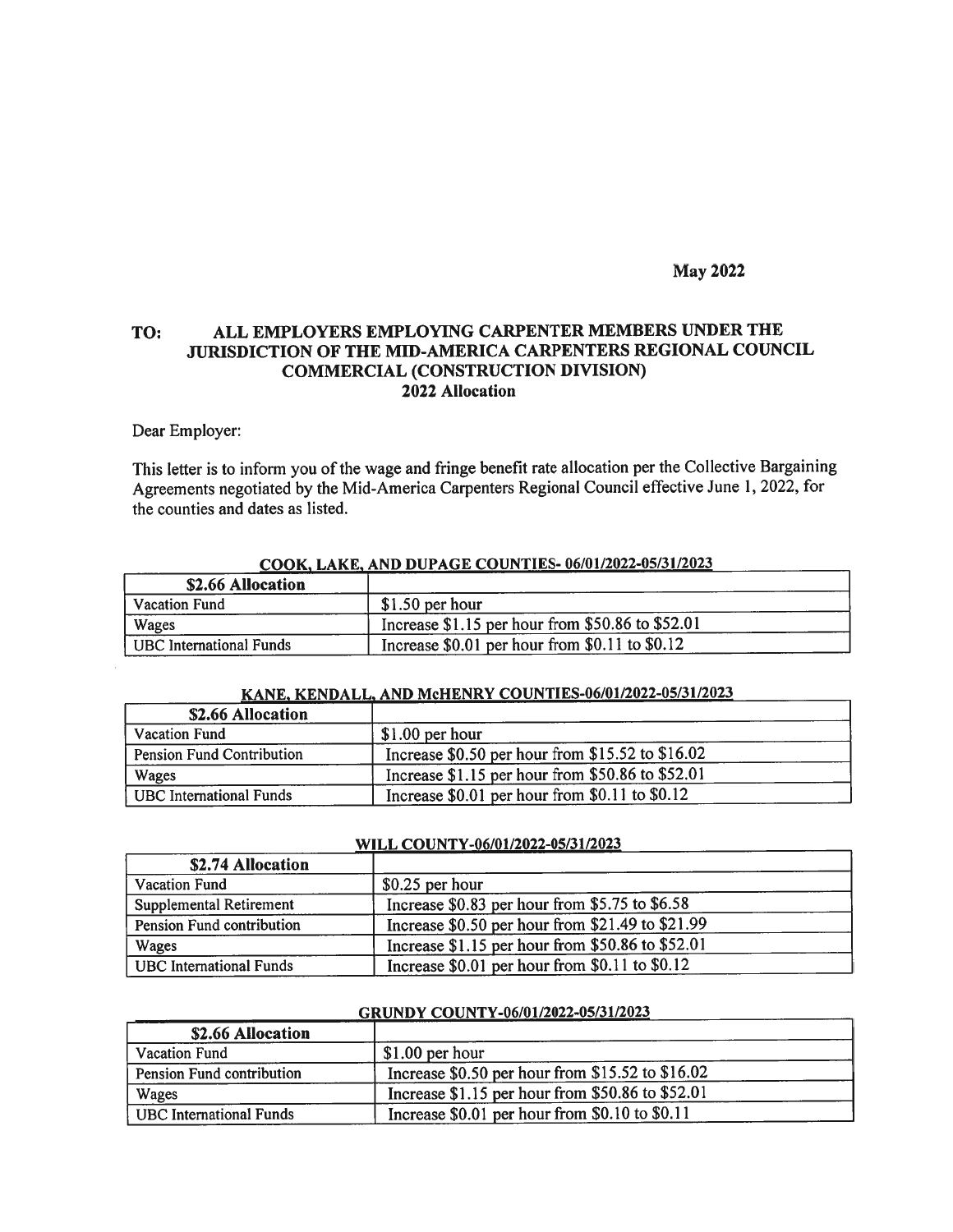**May 2022**

**TO: ALL EMPLOYERS EMPLOYING CARPENTER MEMBERS UNDER THE JURISDICTION OF THE MID-AMERICA CARPENTERS REGIONAL COUNCIL COMMERCIAL (CONSTRUCTION DIVISION)**
**2022 Allocation**

Dear Employer:

This letter is to inform you of the wage and fringe benefit rate allocation per the Collective Bargaining Agreements negotiated by the Mid-America Carpenters Regional Council effective June 1, 2022, for the counties and dates as listed.

**COOK, LAKE, AND DUPAGE COUNTIES- 06/01/2022-05/31/2023**

| $2.66 Allocation | |
|---|---|
| Vacation Fund | $1.50 per hour |
| Wages | Increase $1.15 per hour from $50.86 to $52.01 |
| UBC International Funds | Increase $0.01 per hour from $0.11 to $0.12 |

**KANE, KENDALL, AND McHENRY COUNTIES-06/01/2022-05/31/2023**

| $2.66 Allocation | |
|---|---|
| Vacation Fund | $1.00 per hour |
| Pension Fund Contribution | Increase $0.50 per hour from $15.52 to $16.02 |
| Wages | Increase $1.15 per hour from $50.86 to $52.01 |
| UBC International Funds | Increase $0.01 per hour from $0.11 to $0.12 |

**WILL COUNTY-06/01/2022-05/31/2023**

| $2.74 Allocation | |
|---|---|
| Vacation Fund | $0.25 per hour |
| Supplemental Retirement | Increase $0.83 per hour from $5.75 to $6.58 |
| Pension Fund contribution | Increase $0.50 per hour from $21.49 to $21.99 |
| Wages | Increase $1.15 per hour from $50.86 to $52.01 |
| UBC International Funds | Increase $0.01 per hour from $0.11 to $0.12 |

**GRUNDY COUNTY-06/01/2022-05/31/2023**

| $2.66 Allocation | |
|---|---|
| Vacation Fund | $1.00 per hour |
| Pension Fund contribution | Increase $0.50 per hour from $15.52 to $16.02 |
| Wages | Increase $1.15 per hour from $50.86 to $52.01 |
| UBC International Funds | Increase $0.01 per hour from $0.10 to $0.11 |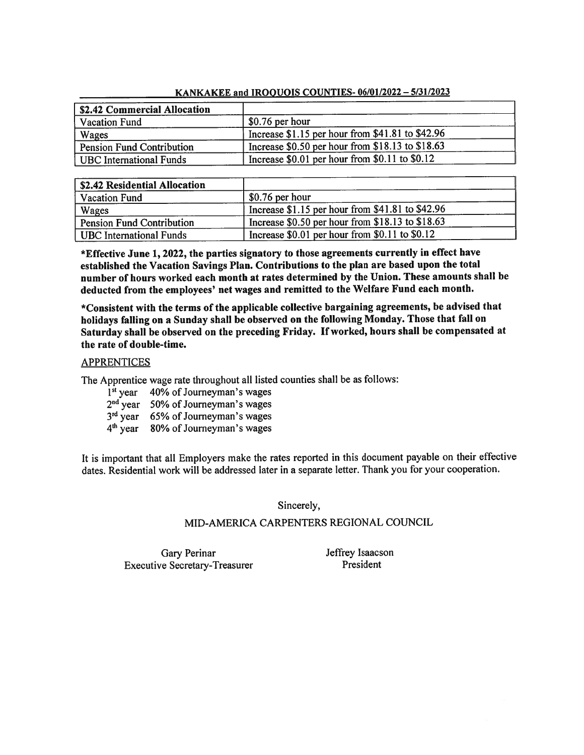## KANKAKEE and IROQUOIS COUNTIES- 06/01/2022 – 5/31/2023

| $2.42 Commercial Allocation | |
|---|---|
| Vacation Fund | $0.76 per hour |
| Wages | Increase $1.15 per hour from $41.81 to $42.96 |
| Pension Fund Contribution | Increase $0.50 per hour from $18.13 to $18.63 |
| UBC International Funds | Increase $0.01 per hour from $0.11 to $0.12 |

| $2.42 Residential Allocation | |
|---|---|
| Vacation Fund | $0.76 per hour |
| Wages | Increase $1.15 per hour from $41.81 to $42.96 |
| Pension Fund Contribution | Increase $0.50 per hour from $18.13 to $18.63 |
| UBC International Funds | Increase $0.01 per hour from $0.11 to $0.12 |

**\*Effective June 1, 2022, the parties signatory to those agreements currently in effect have established the Vacation Savings Plan. Contributions to the plan are based upon the total number of hours worked each month at rates determined by the Union. These amounts shall be deducted from the employees' net wages and remitted to the Welfare Fund each month.**

**\*Consistent with the terms of the applicable collective bargaining agreements, be advised that holidays falling on a Sunday shall be observed on the following Monday. Those that fall on Saturday shall be observed on the preceding Friday. If worked, hours shall be compensated at the rate of double-time.**

APPRENTICES

The Apprentice wage rate throughout all listed counties shall be as follows:

- 1st year 40% of Journeyman's wages
- 2nd year 50% of Journeyman's wages
- 3rd year 65% of Journeyman's wages
- 4th year 80% of Journeyman's wages

It is important that all Employers make the rates reported in this document payable on their effective dates. Residential work will be addressed later in a separate letter. Thank you for your cooperation.

Sincerely,

MID-AMERICA CARPENTERS REGIONAL COUNCIL

Gary Perinar
Executive Secretary-Treasurer

Jeffrey Isaacson
President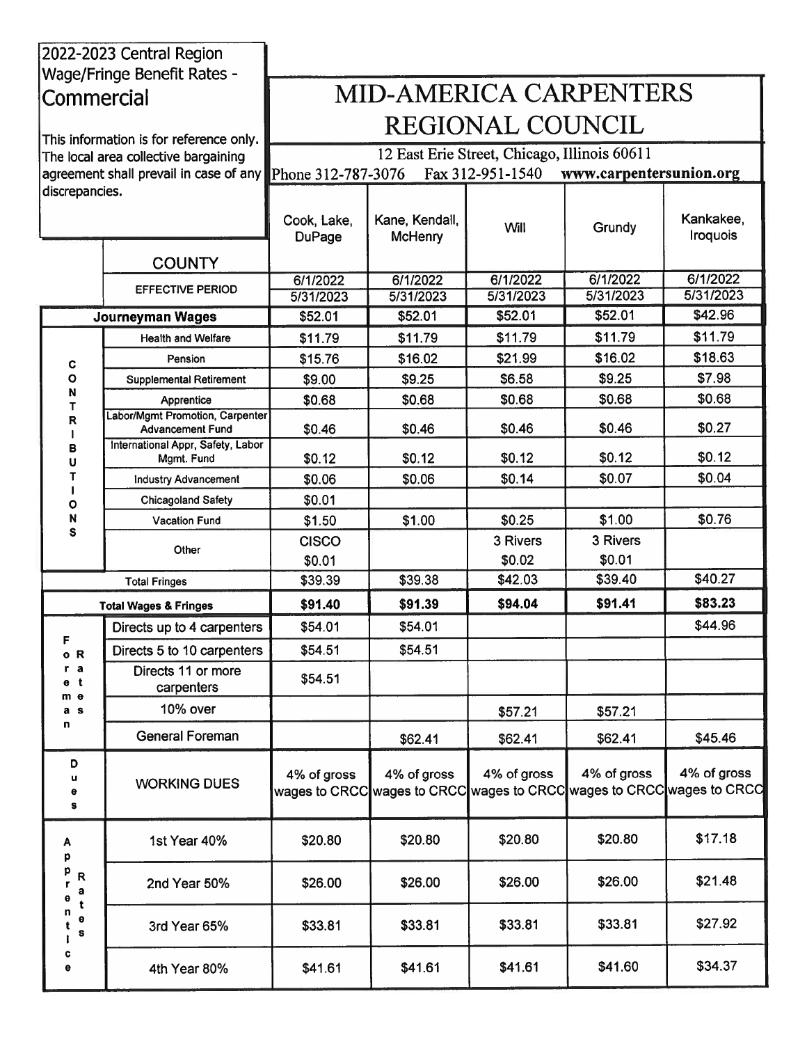2022-2023 Central Region Wage/Fringe Benefit Rates - **Commercial**

This information is for reference only. The local area collective bargaining agreement shall prevail in case of any discrepancies.

# MID-AMERICA CARPENTERS REGIONAL COUNCIL

12 East Erie Street, Chicago, Illinois 60611

Phone 312-787-3076 Fax 312-951-1540 www.carpentersunion.org

| | COUNTY | Cook, Lake, DuPage | Kane, Kendall, McHenry | Will | Grundy | Kankakee, Iroquois |
|---|---|---|---|---|---|---|
| | EFFECTIVE PERIOD | 6/1/2022 5/31/2023 | 6/1/2022 5/31/2023 | 6/1/2022 5/31/2023 | 6/1/2022 5/31/2023 | 6/1/2022 5/31/2023 |
| **Journeyman Wages** | | $52.01 | $52.01 | $52.01 | $52.01 | $42.96 |
| CONTRIBUTIONS | Health and Welfare | $11.79 | $11.79 | $11.79 | $11.79 | $11.79 |
| | Pension | $15.76 | $16.02 | $21.99 | $16.02 | $18.63 |
| | Supplemental Retirement | $9.00 | $9.25 | $6.58 | $9.25 | $7.98 |
| | Apprentice | $0.68 | $0.68 | $0.68 | $0.68 | $0.68 |
| | Labor/Mgmt Promotion, Carpenter Advancement Fund | $0.46 | $0.46 | $0.46 | $0.46 | $0.27 |
| | International Appr, Safety, Labor Mgmt. Fund | $0.12 | $0.12 | $0.12 | $0.12 | $0.12 |
| | Industry Advancement | $0.06 | $0.06 | $0.14 | $0.07 | $0.04 |
| | Chicagoland Safety | $0.01 | | | | |
| | Vacation Fund | $1.50 | $1.00 | $0.25 | $1.00 | $0.76 |
| | Other | CISCO $0.01 | | 3 Rivers $0.02 | 3 Rivers $0.01 | |
| Total Fringes | | $39.39 | $39.38 | $42.03 | $39.40 | $40.27 |
| **Total Wages & Fringes** | | **$91.40** | **$91.39** | **$94.04** | **$91.41** | **$83.23** |
| Foreman Rates | Directs up to 4 carpenters | $54.01 | $54.01 | | | $44.96 |
| | Directs 5 to 10 carpenters | $54.51 | $54.51 | | | |
| | Directs 11 or more carpenters | $54.51 | | | | |
| | 10% over | | | $57.21 | $57.21 | |
| | General Foreman | | $62.41 | $62.41 | $62.41 | $45.46 |
| Dues | WORKING DUES | 4% of gross wages to CRCC | 4% of gross wages to CRCC | 4% of gross wages to CRCC | 4% of gross wages to CRCC | 4% of gross wages to CRCC |
| Apprentice Rates | 1st Year 40% | $20.80 | $20.80 | $20.80 | $20.80 | $17.18 |
| | 2nd Year 50% | $26.00 | $26.00 | $26.00 | $26.00 | $21.48 |
| | 3rd Year 65% | $33.81 | $33.81 | $33.81 | $33.81 | $27.92 |
| | 4th Year 80% | $41.61 | $41.61 | $41.61 | $41.60 | $34.37 |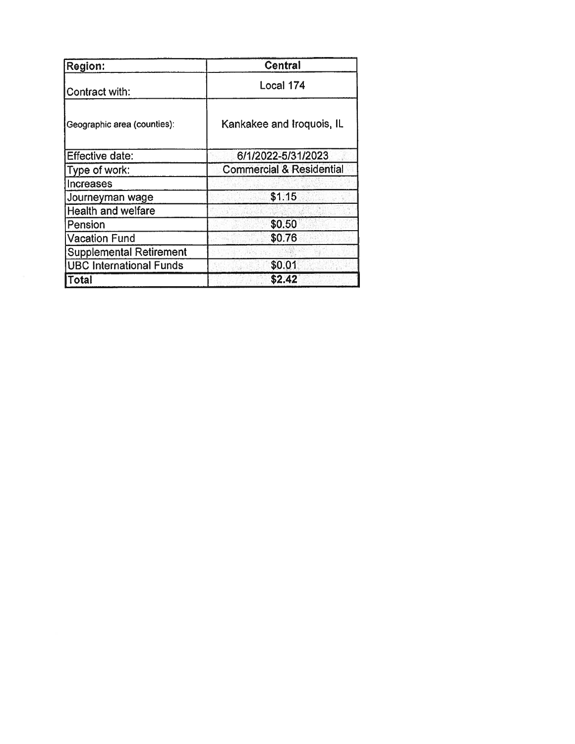| Region: | Central |
| --- | --- |
| Contract with: | Local 174 |
| Geographic area (counties): | Kankakee and Iroquois, IL |
| Effective date: | 6/1/2022-5/31/2023 |
| Type of work: | Commercial & Residential |
| Increases | |
| Journeyman wage | $1.15 |
| Health and welfare | |
| Pension | $0.50 |
| Vacation Fund | $0.76 |
| Supplemental Retirement | |
| UBC International Funds | $0.01 |
| **Total** | **$2.42** |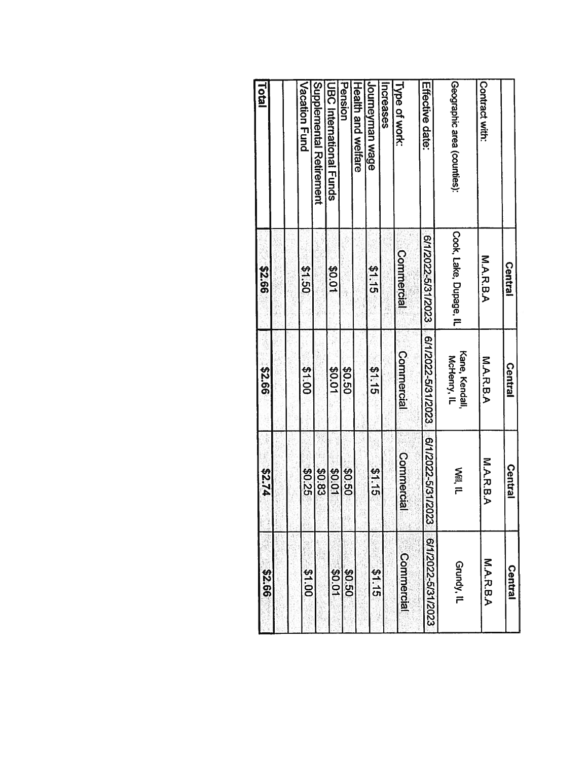| | Central | Central | Central | Central |
|---|---|---|---|---|
| Contract with: | M.A.R.B.A | M.A.R.B.A | M.A.R.B.A | M.A.R.B.A |
| Geographic area (counties): | Cook, Lake, Dupage, IL | Kane, Kendall, McHenry, IL | Will, IL | Grundy, IL |
| Effective date: | 6/1/2022-5/31/2023 | 6/1/2022-5/31/2023 | 6/1/2022-5/31/2023 | 6/1/2022-5/31/2023 |
| Type of work: | Commercial | Commercial | Commercial | Commercial |
| Increases | | | | |
| Journeyman wage | $1.15 | $1.15 | $1.15 | $1.15 |
| Health and welfare | | | | |
| Pension | | $0.50 | $0.50 | $0.50 |
| UBC International Funds | $0.01 | $0.01 | $0.01 | $0.01 |
| Supplemental Retirement | | | $0.83 | |
| Vacation Fund | $1.50 | $1.00 | $0.25 | $1.00 |
| | | | | |
| Total | $2.66 | $2.66 | $2.74 | $2.66 |